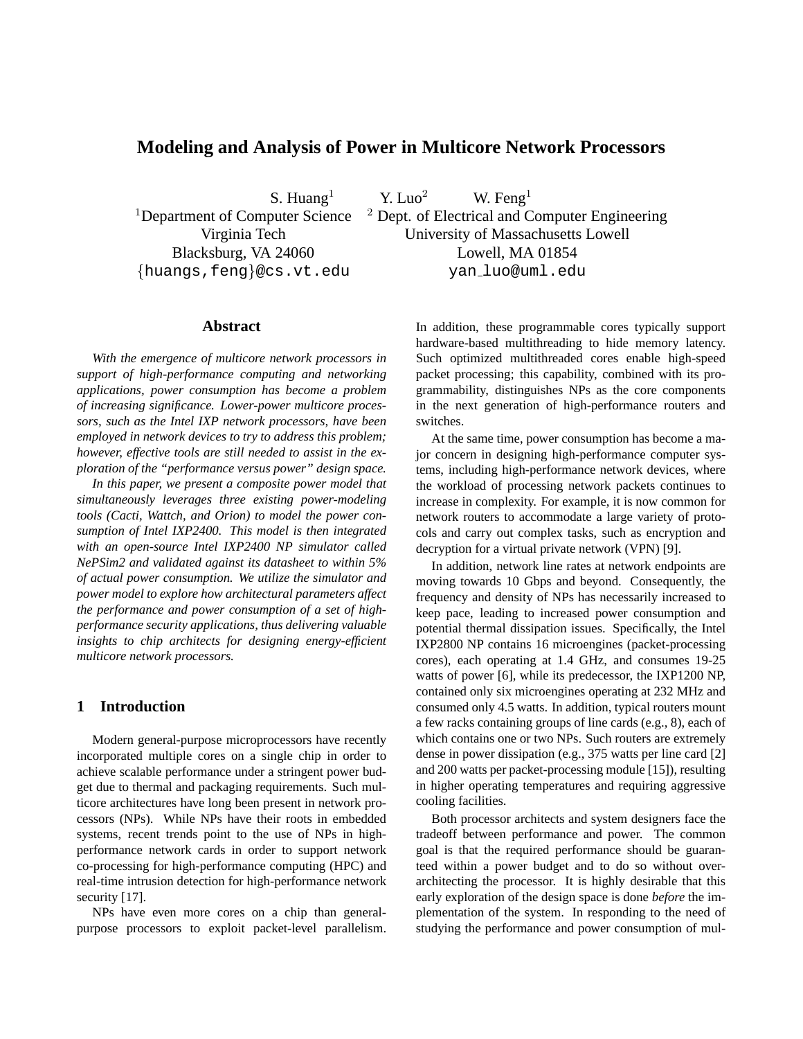# Modeling and Analysis of Power in Multicore Network Processors

S. Huang[1] Y. Luo[2] W. Feng[1]

[1]Department of Computer Science, Virginia Tech, Blacksburg, VA 24060, {huangs,feng}@cs.vt.edu

[2] Dept. of Electrical and Computer Engineering, University of Massachusetts Lowell, Lowell, MA 01854, yan_luo@uml.edu

## Abstract

*With the emergence of multicore network processors in support of high-performance computing and networking applications, power consumption has become a problem of increasing significance. Lower-power multicore processors, such as the Intel IXP network processors, have been employed in network devices to try to address this problem; however, effective tools are still needed to assist in the exploration of the "performance versus power" design space.*

*In this paper, we present a composite power model that simultaneously leverages three existing power-modeling tools (Cacti, Wattch, and Orion) to model the power consumption of Intel IXP2400. This model is then integrated with an open-source Intel IXP2400 NP simulator called NePSim2 and validated against its datasheet to within 5% of actual power consumption. We utilize the simulator and power model to explore how architectural parameters affect the performance and power consumption of a set of high-performance security applications, thus delivering valuable insights to chip architects for designing energy-efficient multicore network processors.*

## 1 Introduction

Modern general-purpose microprocessors have recently incorporated multiple cores on a single chip in order to achieve scalable performance under a stringent power budget due to thermal and packaging requirements. Such multicore architectures have long been present in network processors (NPs). While NPs have their roots in embedded systems, recent trends point to the use of NPs in high-performance network cards in order to support network co-processing for high-performance computing (HPC) and real-time intrusion detection for high-performance network security [17].

NPs have even more cores on a chip than general-purpose processors to exploit packet-level parallelism. In addition, these programmable cores typically support hardware-based multithreading to hide memory latency. Such optimized multithreaded cores enable high-speed packet processing; this capability, combined with its programmability, distinguishes NPs as the core components in the next generation of high-performance routers and switches.

At the same time, power consumption has become a major concern in designing high-performance computer systems, including high-performance network devices, where the workload of processing network packets continues to increase in complexity. For example, it is now common for network routers to accommodate a large variety of protocols and carry out complex tasks, such as encryption and decryption for a virtual private network (VPN) [9].

In addition, network line rates at network endpoints are moving towards 10 Gbps and beyond. Consequently, the frequency and density of NPs has necessarily increased to keep pace, leading to increased power consumption and potential thermal dissipation issues. Specifically, the Intel IXP2800 NP contains 16 microengines (packet-processing cores), each operating at 1.4 GHz, and consumes 19-25 watts of power [6], while its predecessor, the IXP1200 NP, contained only six microengines operating at 232 MHz and consumed only 4.5 watts. In addition, typical routers mount a few racks containing groups of line cards (e.g., 8), each of which contains one or two NPs. Such routers are extremely dense in power dissipation (e.g., 375 watts per line card [2] and 200 watts per packet-processing module [15]), resulting in higher operating temperatures and requiring aggressive cooling facilities.

Both processor architects and system designers face the tradeoff between performance and power. The common goal is that the required performance should be guaranteed within a power budget and to do so without over-architecting the processor. It is highly desirable that this early exploration of the design space is done *before* the implementation of the system. In responding to the need of studying the performance and power consumption of mul-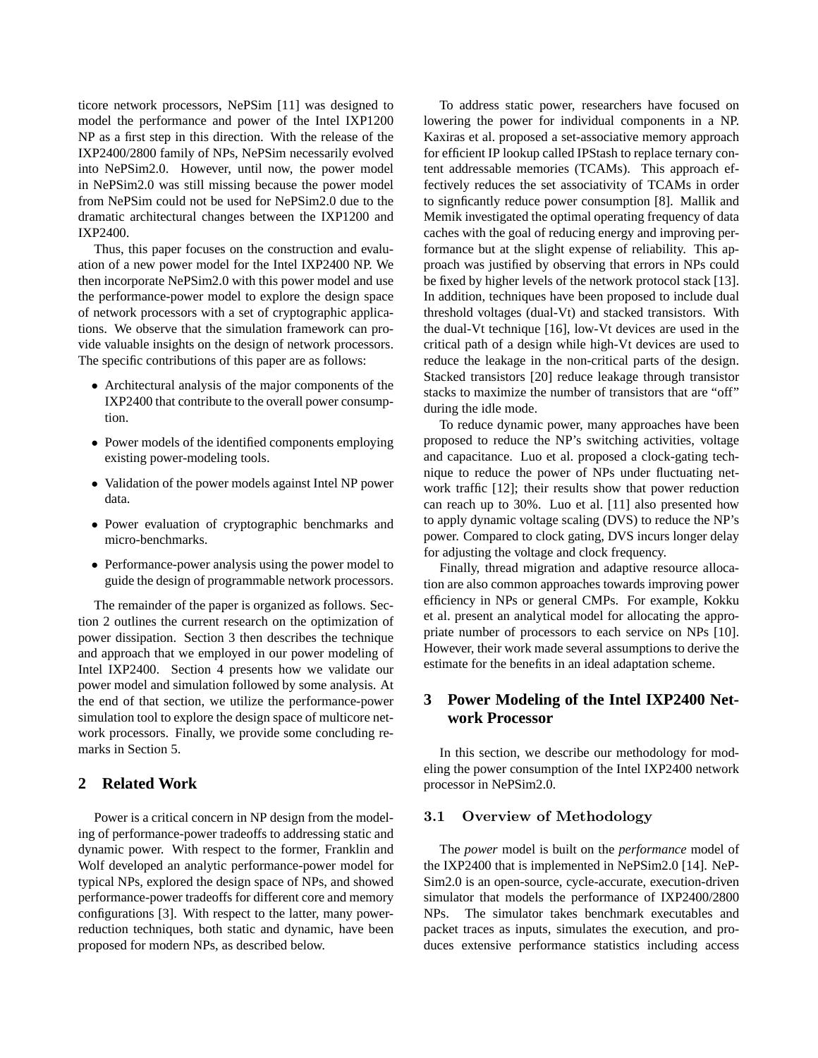ticore network processors, NePSim [11] was designed to model the performance and power of the Intel IXP1200 NP as a first step in this direction. With the release of the IXP2400/2800 family of NPs, NePSim necessarily evolved into NePSim2.0. However, until now, the power model in NePSim2.0 was still missing because the power model from NePSim could not be used for NePSim2.0 due to the dramatic architectural changes between the IXP1200 and IXP2400.

Thus, this paper focuses on the construction and evaluation of a new power model for the Intel IXP2400 NP. We then incorporate NePSim2.0 with this power model and use the performance-power model to explore the design space of network processors with a set of cryptographic applications. We observe that the simulation framework can provide valuable insights on the design of network processors. The specific contributions of this paper are as follows:

- Architectural analysis of the major components of the IXP2400 that contribute to the overall power consumption.
- Power models of the identified components employing existing power-modeling tools.
- Validation of the power models against Intel NP power data.
- Power evaluation of cryptographic benchmarks and micro-benchmarks.
- Performance-power analysis using the power model to guide the design of programmable network processors.

The remainder of the paper is organized as follows. Section 2 outlines the current research on the optimization of power dissipation. Section 3 then describes the technique and approach that we employed in our power modeling of Intel IXP2400. Section 4 presents how we validate our power model and simulation followed by some analysis. At the end of that section, we utilize the performance-power simulation tool to explore the design space of multicore network processors. Finally, we provide some concluding remarks in Section 5.

## 2 Related Work

Power is a critical concern in NP design from the modeling of performance-power tradeoffs to addressing static and dynamic power. With respect to the former, Franklin and Wolf developed an analytic performance-power model for typical NPs, explored the design space of NPs, and showed performance-power tradeoffs for different core and memory configurations [3]. With respect to the latter, many power-reduction techniques, both static and dynamic, have been proposed for modern NPs, as described below.

To address static power, researchers have focused on lowering the power for individual components in a NP. Kaxiras et al. proposed a set-associative memory approach for efficient IP lookup called IPStash to replace ternary content addressable memories (TCAMs). This approach effectively reduces the set associativity of TCAMs in order to signficantly reduce power consumption [8]. Mallik and Memik investigated the optimal operating frequency of data caches with the goal of reducing energy and improving performance but at the slight expense of reliability. This approach was justified by observing that errors in NPs could be fixed by higher levels of the network protocol stack [13]. In addition, techniques have been proposed to include dual threshold voltages (dual-Vt) and stacked transistors. With the dual-Vt technique [16], low-Vt devices are used in the critical path of a design while high-Vt devices are used to reduce the leakage in the non-critical parts of the design. Stacked transistors [20] reduce leakage through transistor stacks to maximize the number of transistors that are "off" during the idle mode.

To reduce dynamic power, many approaches have been proposed to reduce the NP's switching activities, voltage and capacitance. Luo et al. proposed a clock-gating technique to reduce the power of NPs under fluctuating network traffic [12]; their results show that power reduction can reach up to 30%. Luo et al. [11] also presented how to apply dynamic voltage scaling (DVS) to reduce the NP's power. Compared to clock gating, DVS incurs longer delay for adjusting the voltage and clock frequency.

Finally, thread migration and adaptive resource allocation are also common approaches towards improving power efficiency in NPs or general CMPs. For example, Kokku et al. present an analytical model for allocating the appropriate number of processors to each service on NPs [10]. However, their work made several assumptions to derive the estimate for the benefits in an ideal adaptation scheme.

## 3 Power Modeling of the Intel IXP2400 Network Processor

In this section, we describe our methodology for modeling the power consumption of the Intel IXP2400 network processor in NePSim2.0.

### 3.1 Overview of Methodology

The *power* model is built on the *performance* model of the IXP2400 that is implemented in NePSim2.0 [14]. NePSim2.0 is an open-source, cycle-accurate, execution-driven simulator that models the performance of IXP2400/2800 NPs. The simulator takes benchmark executables and packet traces as inputs, simulates the execution, and produces extensive performance statistics including access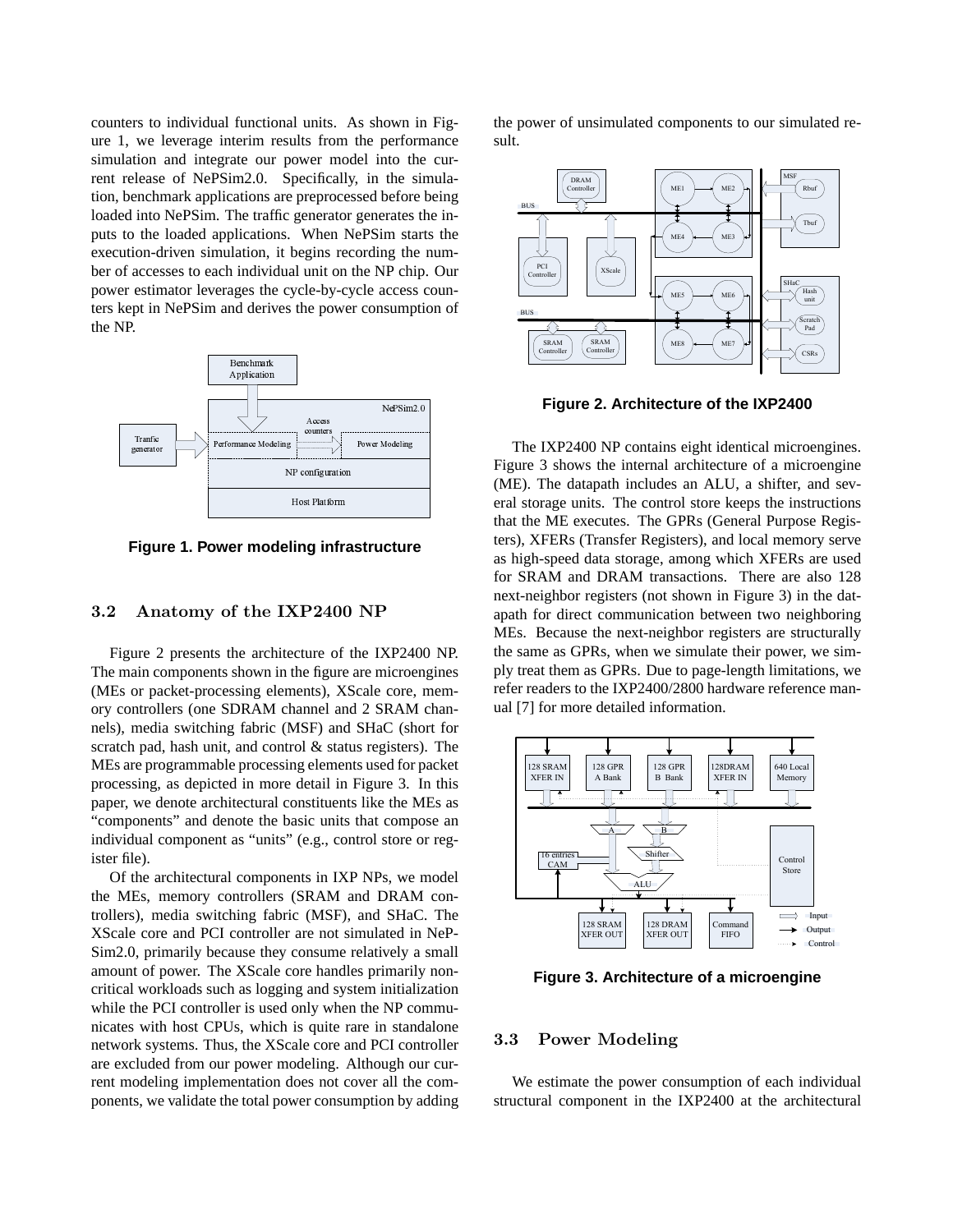counters to individual functional units. As shown in Figure 1, we leverage interim results from the performance simulation and integrate our power model into the current release of NePSim2.0. Specifically, in the simulation, benchmark applications are preprocessed before being loaded into NePSim. The traffic generator generates the inputs to the loaded applications. When NePSim starts the execution-driven simulation, it begins recording the number of accesses to each individual unit on the NP chip. Our power estimator leverages the cycle-by-cycle access counters kept in NePSim and derives the power consumption of the NP.

**Figure 1. Power modeling infrastructure**

### 3.2 Anatomy of the IXP2400 NP

Figure 2 presents the architecture of the IXP2400 NP. The main components shown in the figure are microengines (MEs or packet-processing elements), XScale core, memory controllers (one SDRAM channel and 2 SRAM channels), media switching fabric (MSF) and SHaC (short for scratch pad, hash unit, and control & status registers). The MEs are programmable processing elements used for packet processing, as depicted in more detail in Figure 3. In this paper, we denote architectural constituents like the MEs as "components" and denote the basic units that compose an individual component as "units" (e.g., control store or register file).

Of the architectural components in IXP NPs, we model the MEs, memory controllers (SRAM and DRAM controllers), media switching fabric (MSF), and SHaC. The XScale core and PCI controller are not simulated in NePSim2.0, primarily because they consume relatively a small amount of power. The XScale core handles primarily non-critical workloads such as logging and system initialization while the PCI controller is used only when the NP communicates with host CPUs, which is quite rare in standalone network systems. Thus, the XScale core and PCI controller are excluded from our power modeling. Although our current modeling implementation does not cover all the components, we validate the total power consumption by adding the power of unsimulated components to our simulated result.

**Figure 2. Architecture of the IXP2400**

The IXP2400 NP contains eight identical microengines. Figure 3 shows the internal architecture of a microengine (ME). The datapath includes an ALU, a shifter, and several storage units. The control store keeps the instructions that the ME executes. The GPRs (General Purpose Registers), XFERs (Transfer Registers), and local memory serve as high-speed data storage, among which XFERs are used for SRAM and DRAM transactions. There are also 128 next-neighbor registers (not shown in Figure 3) in the datapath for direct communication between two neighboring MEs. Because the next-neighbor registers are structurally the same as GPRs, when we simulate their power, we simply treat them as GPRs. Due to page-length limitations, we refer readers to the IXP2400/2800 hardware reference manual [7] for more detailed information.

**Figure 3. Architecture of a microengine**

### 3.3 Power Modeling

We estimate the power consumption of each individual structural component in the IXP2400 at the architectural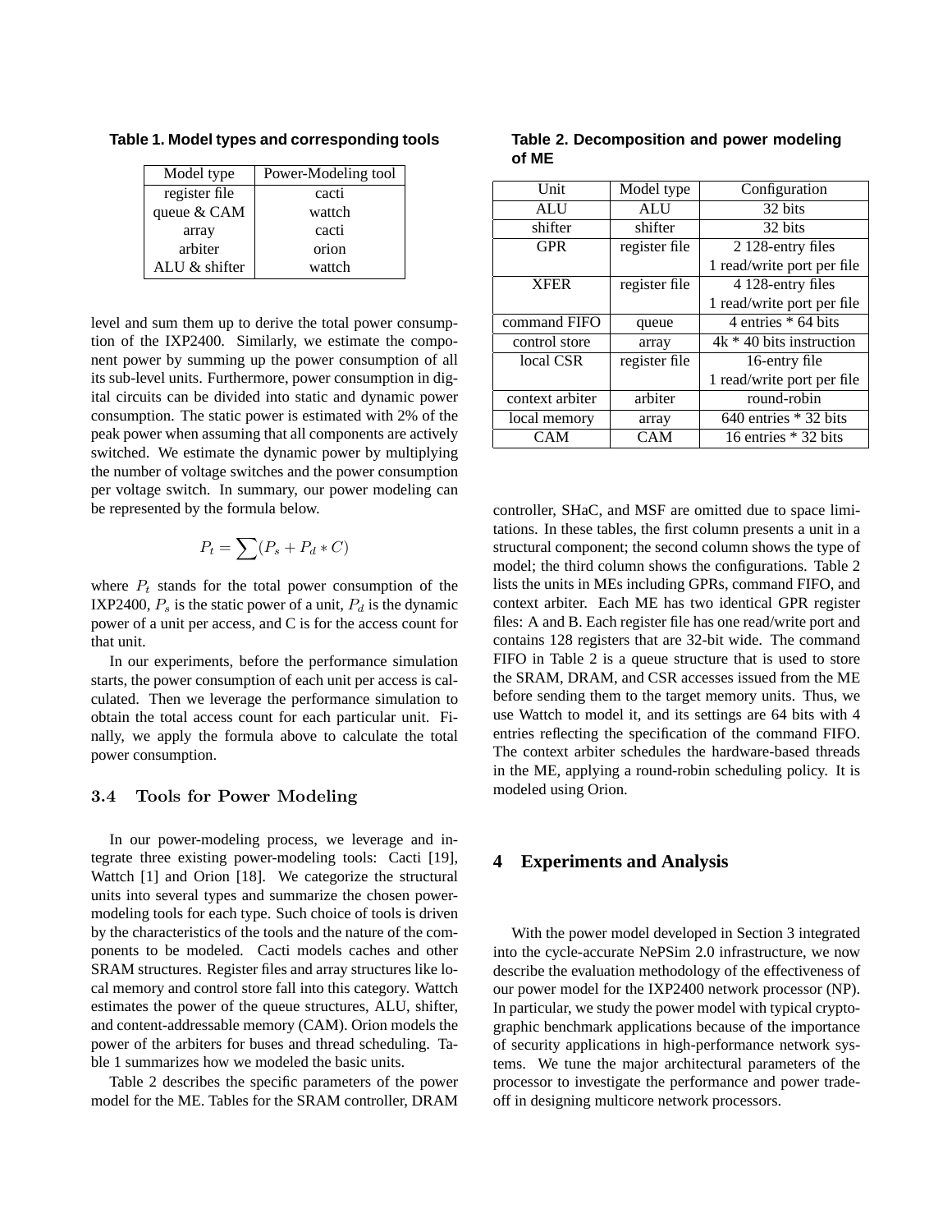**Table 1. Model types and corresponding tools**

| Model type | Power-Modeling tool |
| --- | --- |
| register file | cacti |
| queue & CAM | wattch |
| array | cacti |
| arbiter | orion |
| ALU & shifter | wattch |

level and sum them up to derive the total power consumption of the IXP2400. Similarly, we estimate the component power by summing up the power consumption of all its sub-level units. Furthermore, power consumption in digital circuits can be divided into static and dynamic power consumption. The static power is estimated with 2% of the peak power when assuming that all components are actively switched. We estimate the dynamic power by multiplying the number of voltage switches and the power consumption per voltage switch. In summary, our power modeling can be represented by the formula below.

$$P_t = \sum (P_s + P_d * C)$$

where $P_t$ stands for the total power consumption of the IXP2400, $P_s$ is the static power of a unit, $P_d$ is the dynamic power of a unit per access, and C is for the access count for that unit.

In our experiments, before the performance simulation starts, the power consumption of each unit per access is calculated. Then we leverage the performance simulation to obtain the total access count for each particular unit. Finally, we apply the formula above to calculate the total power consumption.

### 3.4 Tools for Power Modeling

In our power-modeling process, we leverage and integrate three existing power-modeling tools: Cacti [19], Wattch [1] and Orion [18]. We categorize the structural units into several types and summarize the chosen power-modeling tools for each type. Such choice of tools is driven by the characteristics of the tools and the nature of the components to be modeled. Cacti models caches and other SRAM structures. Register files and array structures like local memory and control store fall into this category. Wattch estimates the power of the queue structures, ALU, shifter, and content-addressable memory (CAM). Orion models the power of the arbiters for buses and thread scheduling. Table 1 summarizes how we modeled the basic units.

Table 2 describes the specific parameters of the power model for the ME. Tables for the SRAM controller, DRAM controller, SHaC, and MSF are omitted due to space limitations. In these tables, the first column presents a unit in a structural component; the second column shows the type of model; the third column shows the configurations. Table 2 lists the units in MEs including GPRs, command FIFO, and context arbiter. Each ME has two identical GPR register files: A and B. Each register file has one read/write port and contains 128 registers that are 32-bit wide. The command FIFO in Table 2 is a queue structure that is used to store the SRAM, DRAM, and CSR accesses issued from the ME before sending them to the target memory units. Thus, we use Wattch to model it, and its settings are 64 bits with 4 entries reflecting the specification of the command FIFO. The context arbiter schedules the hardware-based threads in the ME, applying a round-robin scheduling policy. It is modeled using Orion.

**Table 2. Decomposition and power modeling of ME**

| Unit | Model type | Configuration |
| --- | --- | --- |
| ALU | ALU | 32 bits |
| shifter | shifter | 32 bits |
| GPR | register file | 2 128-entry files<br>1 read/write port per file |
| XFER | register file | 4 128-entry files<br>1 read/write port per file |
| command FIFO | queue | 4 entries * 64 bits |
| control store | array | 4k * 40 bits instruction |
| local CSR | register file | 16-entry file<br>1 read/write port per file |
| context arbiter | arbiter | round-robin |
| local memory | array | 640 entries * 32 bits |
| CAM | CAM | 16 entries * 32 bits |

## 4 Experiments and Analysis

With the power model developed in Section 3 integrated into the cycle-accurate NePSim 2.0 infrastructure, we now describe the evaluation methodology of the effectiveness of our power model for the IXP2400 network processor (NP). In particular, we study the power model with typical cryptographic benchmark applications because of the importance of security applications in high-performance network systems. We tune the major architectural parameters of the processor to investigate the performance and power tradeoff in designing multicore network processors.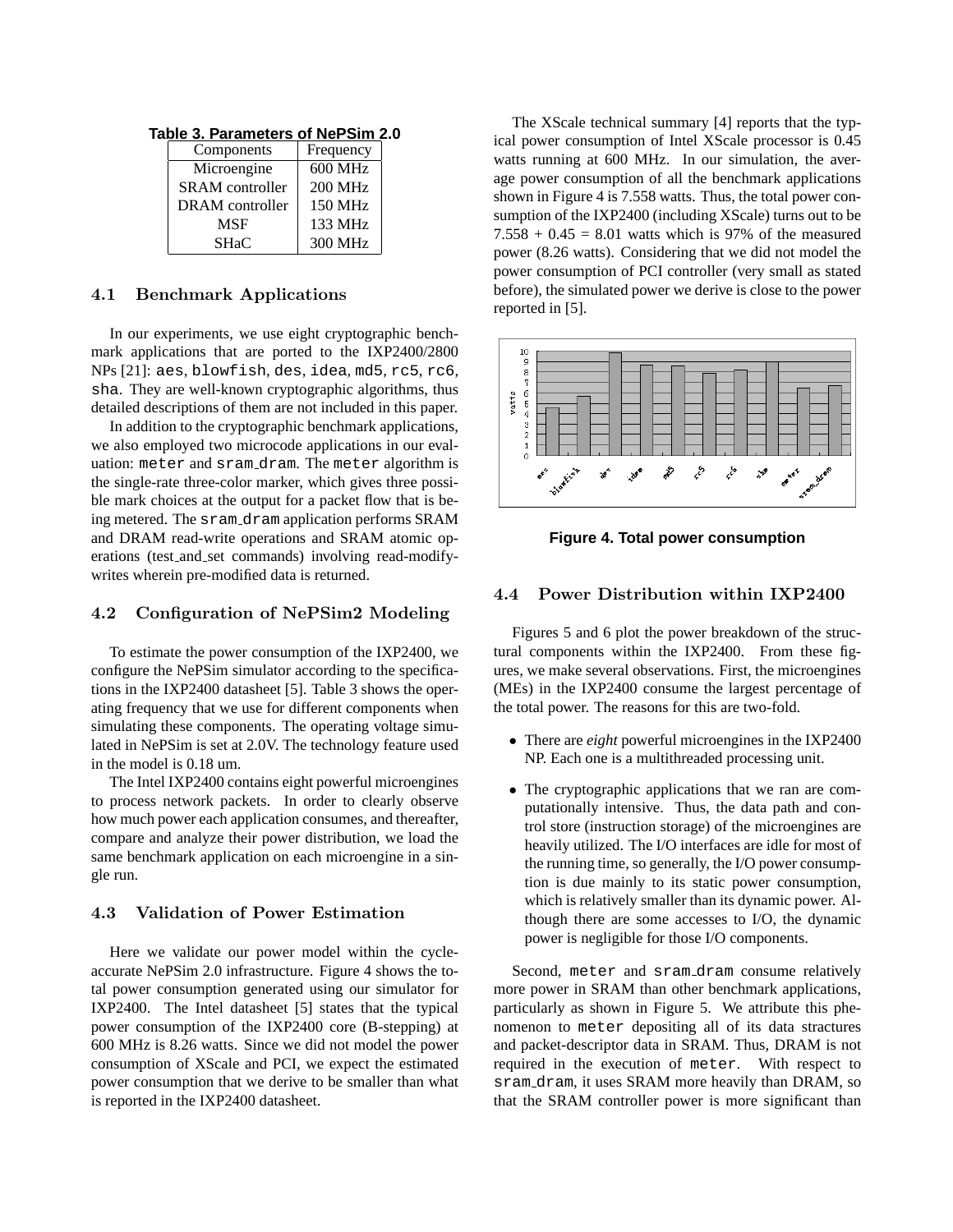**Table 3. Parameters of NePSim 2.0**

| Components | Frequency |
|---|---|
| Microengine | 600 MHz |
| SRAM controller | 200 MHz |
| DRAM controller | 150 MHz |
| MSF | 133 MHz |
| SHaC | 300 MHz |

### 4.1 Benchmark Applications

In our experiments, we use eight cryptographic benchmark applications that are ported to the IXP2400/2800 NPs [21]: aes, blowfish, des, idea, md5, rc5, rc6, sha. They are well-known cryptographic algorithms, thus detailed descriptions of them are not included in this paper.

In addition to the cryptographic benchmark applications, we also employed two microcode applications in our evaluation: meter and sram_dram. The meter algorithm is the single-rate three-color marker, which gives three possible mark choices at the output for a packet flow that is being metered. The sram_dram application performs SRAM and DRAM read-write operations and SRAM atomic operations (test_and_set commands) involving read-modify-writes wherein pre-modified data is returned.

### 4.2 Configuration of NePSim2 Modeling

To estimate the power consumption of the IXP2400, we configure the NePSim simulator according to the specifications in the IXP2400 datasheet [5]. Table 3 shows the operating frequency that we use for different components when simulating these components. The operating voltage simulated in NePSim is set at 2.0V. The technology feature used in the model is 0.18 um.

The Intel IXP2400 contains eight powerful microengines to process network packets. In order to clearly observe how much power each application consumes, and thereafter, compare and analyze their power distribution, we load the same benchmark application on each microengine in a single run.

### 4.3 Validation of Power Estimation

Here we validate our power model within the cycle-accurate NePSim 2.0 infrastructure. Figure 4 shows the total power consumption generated using our simulator for IXP2400. The Intel datasheet [5] states that the typical power consumption of the IXP2400 core (B-stepping) at 600 MHz is 8.26 watts. Since we did not model the power consumption of XScale and PCI, we expect the estimated power consumption that we derive to be smaller than what is reported in the IXP2400 datasheet.

The XScale technical summary [4] reports that the typical power consumption of Intel XScale processor is 0.45 watts running at 600 MHz. In our simulation, the average power consumption of all the benchmark applications shown in Figure 4 is 7.558 watts. Thus, the total power consumption of the IXP2400 (including XScale) turns out to be $7.558 + 0.45 = 8.01$ watts which is 97% of the measured power (8.26 watts). Considering that we did not model the power consumption of PCI controller (very small as stated before), the simulated power we derive is close to the power reported in [5].

**Figure 4. Total power consumption**

### 4.4 Power Distribution within IXP2400

Figures 5 and 6 plot the power breakdown of the structural components within the IXP2400. From these figures, we make several observations. First, the microengines (MEs) in the IXP2400 consume the largest percentage of the total power. The reasons for this are two-fold.

- There are *eight* powerful microengines in the IXP2400 NP. Each one is a multithreaded processing unit.
- The cryptographic applications that we ran are computationally intensive. Thus, the data path and control store (instruction storage) of the microengines are heavily utilized. The I/O interfaces are idle for most of the running time, so generally, the I/O power consumption is due mainly to its static power consumption, which is relatively smaller than its dynamic power. Although there are some accesses to I/O, the dynamic power is negligible for those I/O components.

Second, meter and sram_dram consume relatively more power in SRAM than other benchmark applications, particularly as shown in Figure 5. We attribute this phenomenon to meter depositing all of its data stractures and packet-descriptor data in SRAM. Thus, DRAM is not required in the execution of meter. With respect to sram_dram, it uses SRAM more heavily than DRAM, so that the SRAM controller power is more significant than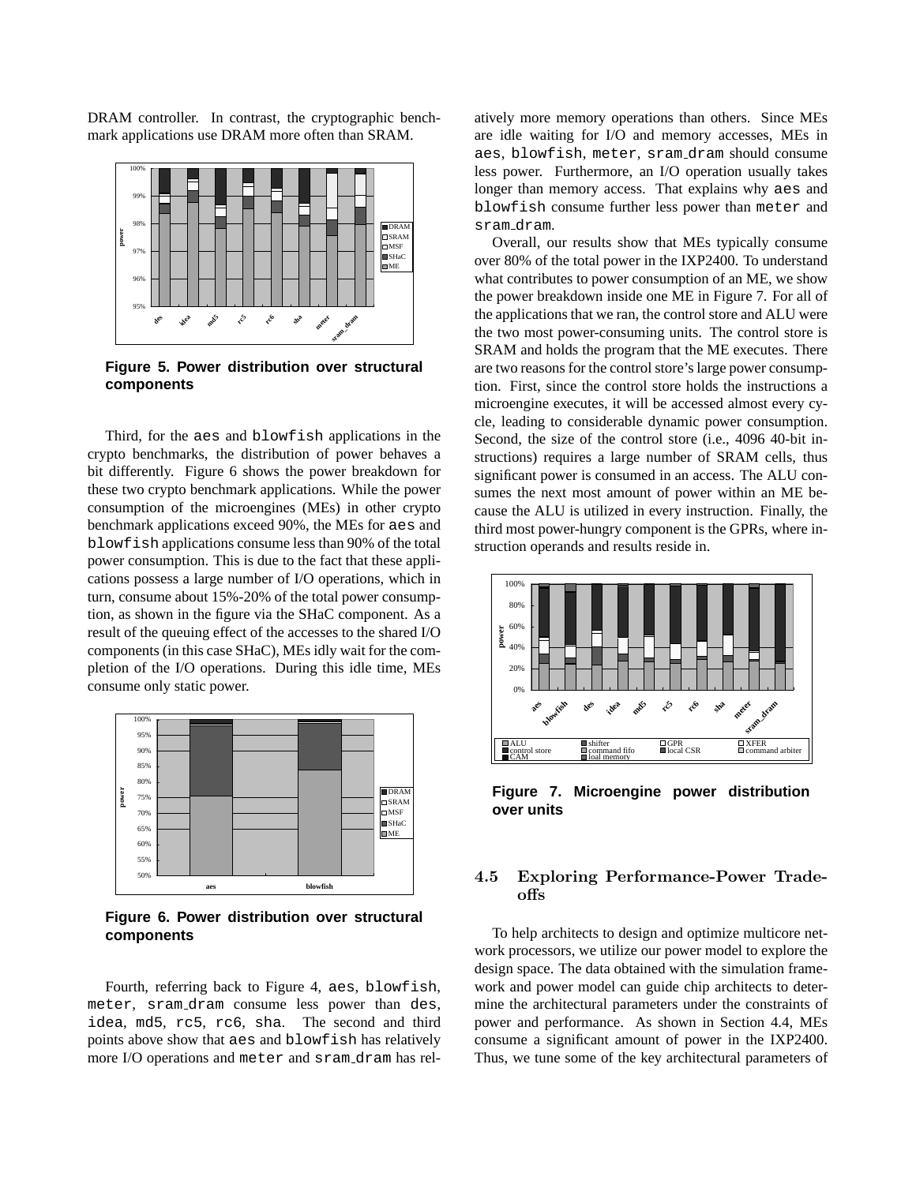DRAM controller. In contrast, the cryptographic benchmark applications use DRAM more often than SRAM.

**Figure 5. Power distribution over structural components**

Third, for the aes and blowfish applications in the crypto benchmarks, the distribution of power behaves a bit differently. Figure 6 shows the power breakdown for these two crypto benchmark applications. While the power consumption of the microengines (MEs) in other crypto benchmark applications exceed 90%, the MEs for aes and blowfish applications consume less than 90% of the total power consumption. This is due to the fact that these applications possess a large number of I/O operations, which in turn, consume about 15%-20% of the total power consumption, as shown in the figure via the SHaC component. As a result of the queuing effect of the accesses to the shared I/O components (in this case SHaC), MEs idly wait for the completion of the I/O operations. During this idle time, MEs consume only static power.

**Figure 6. Power distribution over structural components**

Fourth, referring back to Figure 4, aes, blowfish, meter, sram_dram consume less power than des, idea, md5, rc5, rc6, sha. The second and third points above show that aes and blowfish has relatively more I/O operations and meter and sram_dram has relatively more memory operations than others. Since MEs are idle waiting for I/O and memory accesses, MEs in aes, blowfish, meter, sram_dram should consume less power. Furthermore, an I/O operation usually takes longer than memory access. That explains why aes and blowfish consume further less power than meter and sram_dram.

Overall, our results show that MEs typically consume over 80% of the total power in the IXP2400. To understand what contributes to power consumption of an ME, we show the power breakdown inside one ME in Figure 7. For all of the applications that we ran, the control store and ALU were the two most power-consuming units. The control store is SRAM and holds the program that the ME executes. There are two reasons for the control store's large power consumption. First, since the control store holds the instructions a microengine executes, it will be accessed almost every cycle, leading to considerable dynamic power consumption. Second, the size of the control store (i.e., 4096 40-bit instructions) requires a large number of SRAM cells, thus significant power is consumed in an access. The ALU consumes the next most amount of power within an ME because the ALU is utilized in every instruction. Finally, the third most power-hungry component is the GPRs, where instruction operands and results reside in.

**Figure 7. Microengine power distribution over units**

### 4.5 Exploring Performance-Power Tradeoffs

To help architects to design and optimize multicore network processors, we utilize our power model to explore the design space. The data obtained with the simulation framework and power model can guide chip architects to determine the architectural parameters under the constraints of power and performance. As shown in Section 4.4, MEs consume a significant amount of power in the IXP2400. Thus, we tune some of the key architectural parameters of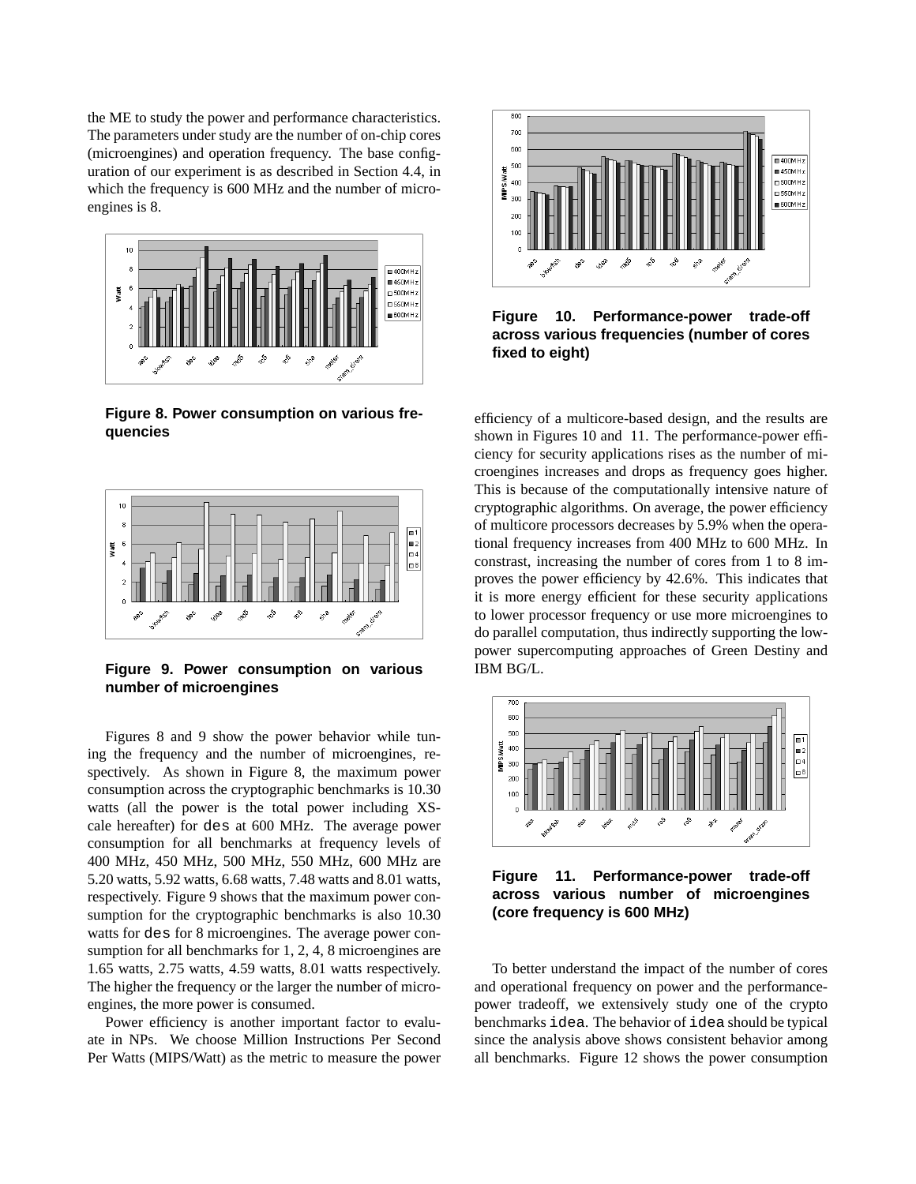the ME to study the power and performance characteristics. The parameters under study are the number of on-chip cores (microengines) and operation frequency. The base configuration of our experiment is as described in Section 4.4, in which the frequency is 600 MHz and the number of microengines is 8.

**Figure 8. Power consumption on various frequencies**

**Figure 9. Power consumption on various number of microengines**

Figures 8 and 9 show the power behavior while tuning the frequency and the number of microengines, respectively. As shown in Figure 8, the maximum power consumption across the cryptographic benchmarks is 10.30 watts (all the power is the total power including XScale hereafter) for `des` at 600 MHz. The average power consumption for all benchmarks at frequency levels of 400 MHz, 450 MHz, 500 MHz, 550 MHz, 600 MHz are 5.20 watts, 5.92 watts, 6.68 watts, 7.48 watts and 8.01 watts, respectively. Figure 9 shows that the maximum power consumption for the cryptographic benchmarks is also 10.30 watts for `des` for 8 microengines. The average power consumption for all benchmarks for 1, 2, 4, 8 microengines are 1.65 watts, 2.75 watts, 4.59 watts, 8.01 watts respectively. The higher the frequency or the larger the number of microengines, the more power is consumed.

Power efficiency is another important factor to evaluate in NPs. We choose Million Instructions Per Second Per Watts (MIPS/Watt) as the metric to measure the power efficiency of a multicore-based design, and the results are shown in Figures 10 and 11. The performance-power efficiency for security applications rises as the number of microengines increases and drops as frequency goes higher. This is because of the computationally intensive nature of cryptographic algorithms. On average, the power efficiency of multicore processors decreases by 5.9% when the operational frequency increases from 400 MHz to 600 MHz. In constrast, increasing the number of cores from 1 to 8 improves the power efficiency by 42.6%. This indicates that it is more energy efficient for these security applications to lower processor frequency or use more microengines to do parallel computation, thus indirectly supporting the low-power supercomputing approaches of Green Destiny and IBM BG/L.

**Figure 10. Performance-power trade-off across various frequencies (number of cores fixed to eight)**

**Figure 11. Performance-power trade-off across various number of microengines (core frequency is 600 MHz)**

To better understand the impact of the number of cores and operational frequency on power and the performance-power tradeoff, we extensively study one of the crypto benchmarks `idea`. The behavior of `idea` should be typical since the analysis above shows consistent behavior among all benchmarks. Figure 12 shows the power consumption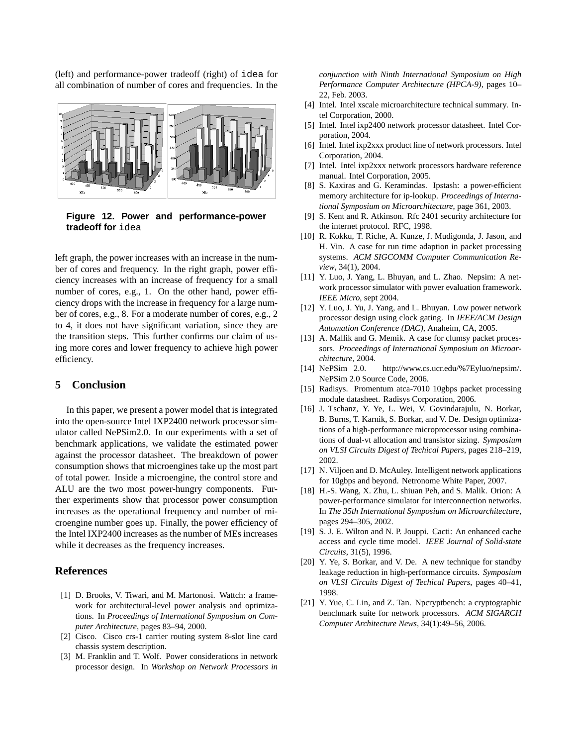(left) and performance-power tradeoff (right) of `idea` for all combination of number of cores and frequencies. In the

**Figure 12. Power and performance-power tradeoff for** `idea`

left graph, the power increases with an increase in the number of cores and frequency. In the right graph, power efficiency increases with an increase of frequency for a small number of cores, e.g., 1. On the other hand, power efficiency drops with the increase in frequency for a large number of cores, e.g., 8. For a moderate number of cores, e.g., 2 to 4, it does not have significant variation, since they are the transition steps. This further confirms our claim of using more cores and lower frequency to achieve high power efficiency.

## 5 Conclusion

In this paper, we present a power model that is integrated into the open-source Intel IXP2400 network processor simulator called NePSim2.0. In our experiments with a set of benchmark applications, we validate the estimated power against the processor datasheet. The breakdown of power consumption shows that microengines take up the most part of total power. Inside a microengine, the control store and ALU are the two most power-hungry components. Further experiments show that processor power consumption increases as the operational frequency and number of microengine number goes up. Finally, the power efficiency of the Intel IXP2400 increases as the number of MEs increases while it decreases as the frequency increases.

## References

[1] D. Brooks, V. Tiwari, and M. Martonosi. Wattch: a framework for architectural-level power analysis and optimizations. In *Proceedings of International Symposium on Computer Architecture*, pages 83–94, 2000.

[2] Cisco. Cisco crs-1 carrier routing system 8-slot line card chassis system description.

[3] M. Franklin and T. Wolf. Power considerations in network processor design. In *Workshop on Network Processors in conjunction with Ninth International Symposium on High Performance Computer Architecture (HPCA-9)*, pages 10–22, Feb. 2003.

[4] Intel. Intel xscale microarchitecture technical summary. Intel Corporation, 2000.

[5] Intel. Intel ixp2400 network processor datasheet. Intel Corporation, 2004.

[6] Intel. Intel ixp2xxx product line of network processors. Intel Corporation, 2004.

[7] Intel. Intel ixp2xxx network processors hardware reference manual. Intel Corporation, 2005.

[8] S. Kaxiras and G. Keramindas. Ipstash: a power-efficient memory architecture for ip-lookup. *Proceedings of International Symposium on Microarchitecture*, page 361, 2003.

[9] S. Kent and R. Atkinson. Rfc 2401 security architecture for the internet protocol. RFC, 1998.

[10] R. Kokku, T. Riche, A. Kunze, J. Mudigonda, J. Jason, and H. Vin. A case for run time adaption in packet processing systems. *ACM SIGCOMM Computer Communication Review*, 34(1), 2004.

[11] Y. Luo, J. Yang, L. Bhuyan, and L. Zhao. Nepsim: A network processor simulator with power evaluation framework. *IEEE Micro*, sept 2004.

[12] Y. Luo, J. Yu, J. Yang, and L. Bhuyan. Low power network processor design using clock gating. In *IEEE/ACM Design Automation Conference (DAC)*, Anaheim, CA, 2005.

[13] A. Mallik and G. Memik. A case for clumsy packet processors. *Proceedings of International Symposium on Microarchitecture*, 2004.

[14] NePSim 2.0. http://www.cs.ucr.edu/%7Eyluo/nepsim/. NePSim 2.0 Source Code, 2006.

[15] Radisys. Promentum atca-7010 10gbps packet processing module datasheet. Radisys Corporation, 2006.

[16] J. Tschanz, Y. Ye, L. Wei, V. Govindarajulu, N. Borkar, B. Burns, T. Karnik, S. Borkar, and V. De. Design optimizations of a high-performance microprocessor using combinations of dual-vt allocation and transistor sizing. *Symposium on VLSI Circuits Digest of Techical Papers*, pages 218–219, 2002.

[17] N. Viljoen and D. McAuley. Intelligent network applications for 10gbps and beyond. Netronome White Paper, 2007.

[18] H.-S. Wang, X. Zhu, L. shiuan Peh, and S. Malik. Orion: A power-performance simulator for interconnection networks. In *The 35th International Symposium on Microarchitecture*, pages 294–305, 2002.

[19] S. J. E. Wilton and N. P. Jouppi. Cacti: An enhanced cache access and cycle time model. *IEEE Journal of Solid-state Circuits*, 31(5), 1996.

[20] Y. Ye, S. Borkar, and V. De. A new technique for standby leakage reduction in high-performance circuits. *Symposium on VLSI Circuits Digest of Techical Papers*, pages 40–41, 1998.

[21] Y. Yue, C. Lin, and Z. Tan. Npcryptbench: a cryptographic benchmark suite for network processors. *ACM SIGARCH Computer Architecture News*, 34(1):49–56, 2006.